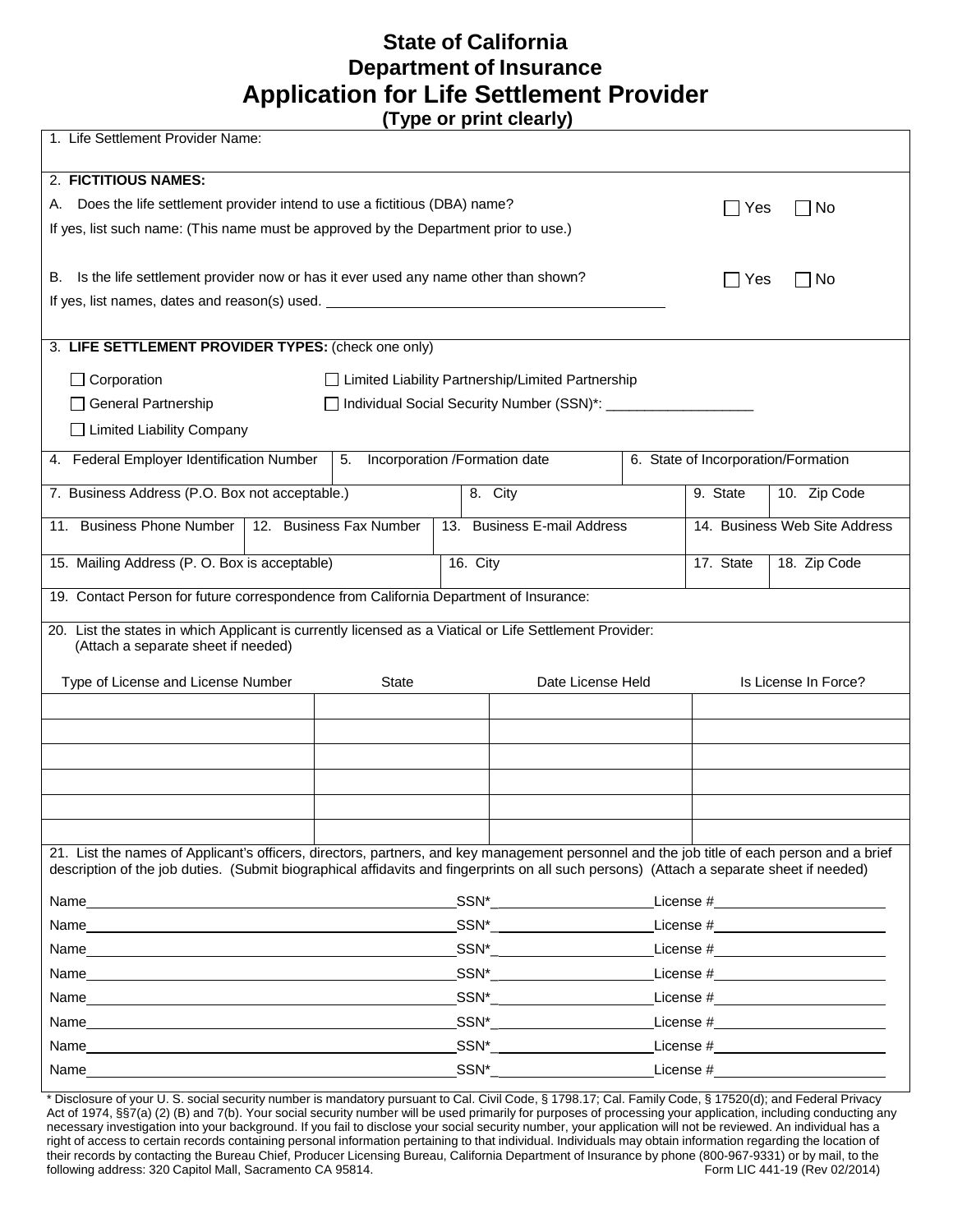# State of California
# Department of Insurance
# Application for Life Settlement Provider

**(Type or print clearly)**

1. Life Settlement Provider Name:

2. **FICTITIOUS NAMES:**

A. Does the life settlement provider intend to use a fictitious (DBA) name? ☐ Yes ☐ No

If yes, list such name: (This name must be approved by the Department prior to use.)

B. Is the life settlement provider now or has it ever used any name other than shown? ☐ Yes ☐ No

If yes, list names, dates and reason(s) used. ____________________________________________

3. **LIFE SETTLEMENT PROVIDER TYPES:** (check one only)

☐ Corporation ☐ Limited Liability Partnership/Limited Partnership

☐ General Partnership ☐ Individual Social Security Number (SSN)*: ___________________

☐ Limited Liability Company

| 4. Federal Employer Identification Number | 5. Incorporation /Formation date | 6. State of Incorporation/Formation |
|---|---|---|
| | | |

| 7. Business Address (P.O. Box not acceptable.) | 8. City | 9. State | 10. Zip Code |
|---|---|---|---|
| | | | |

| 11. Business Phone Number | 12. Business Fax Number | 13. Business E-mail Address | 14. Business Web Site Address |
|---|---|---|---|
| | | | |

| 15. Mailing Address (P. O. Box is acceptable) | 16. City | 17. State | 18. Zip Code |
|---|---|---|---|
| | | | |

19. Contact Person for future correspondence from California Department of Insurance:

20. List the states in which Applicant is currently licensed as a Viatical or Life Settlement Provider:
(Attach a separate sheet if needed)

| Type of License and License Number | State | Date License Held | Is License In Force? |
|---|---|---|---|
| | | | |
| | | | |
| | | | |
| | | | |
| | | | |
| | | | |

21. List the names of Applicant's officers, directors, partners, and key management personnel and the job title of each person and a brief description of the job duties. (Submit biographical affidavits and fingerprints on all such persons) (Attach a separate sheet if needed)

Name______________________________ SSN*_______________ License #_______________

Name______________________________ SSN*_______________ License #_______________

Name______________________________ SSN*_______________ License #_______________

Name______________________________ SSN*_______________ License #_______________

Name______________________________ SSN*_______________ License #_______________

Name______________________________ SSN*_______________ License #_______________

Name______________________________ SSN*_______________ License #_______________

Name______________________________ SSN*_______________ License #_______________

* Disclosure of your U. S. social security number is mandatory pursuant to Cal. Civil Code, § 1798.17; Cal. Family Code, § 17520(d); and Federal Privacy Act of 1974, §§7(a) (2) (B) and 7(b). Your social security number will be used primarily for purposes of processing your application, including conducting any necessary investigation into your background. If you fail to disclose your social security number, your application will not be reviewed. An individual has a right of access to certain records containing personal information pertaining to that individual. Individuals may obtain information regarding the location of their records by contacting the Bureau Chief, Producer Licensing Bureau, California Department of Insurance by phone (800-967-9331) or by mail, to the following address: 320 Capitol Mall, Sacramento CA 95814.

Form LIC 441-19 (Rev 02/2014)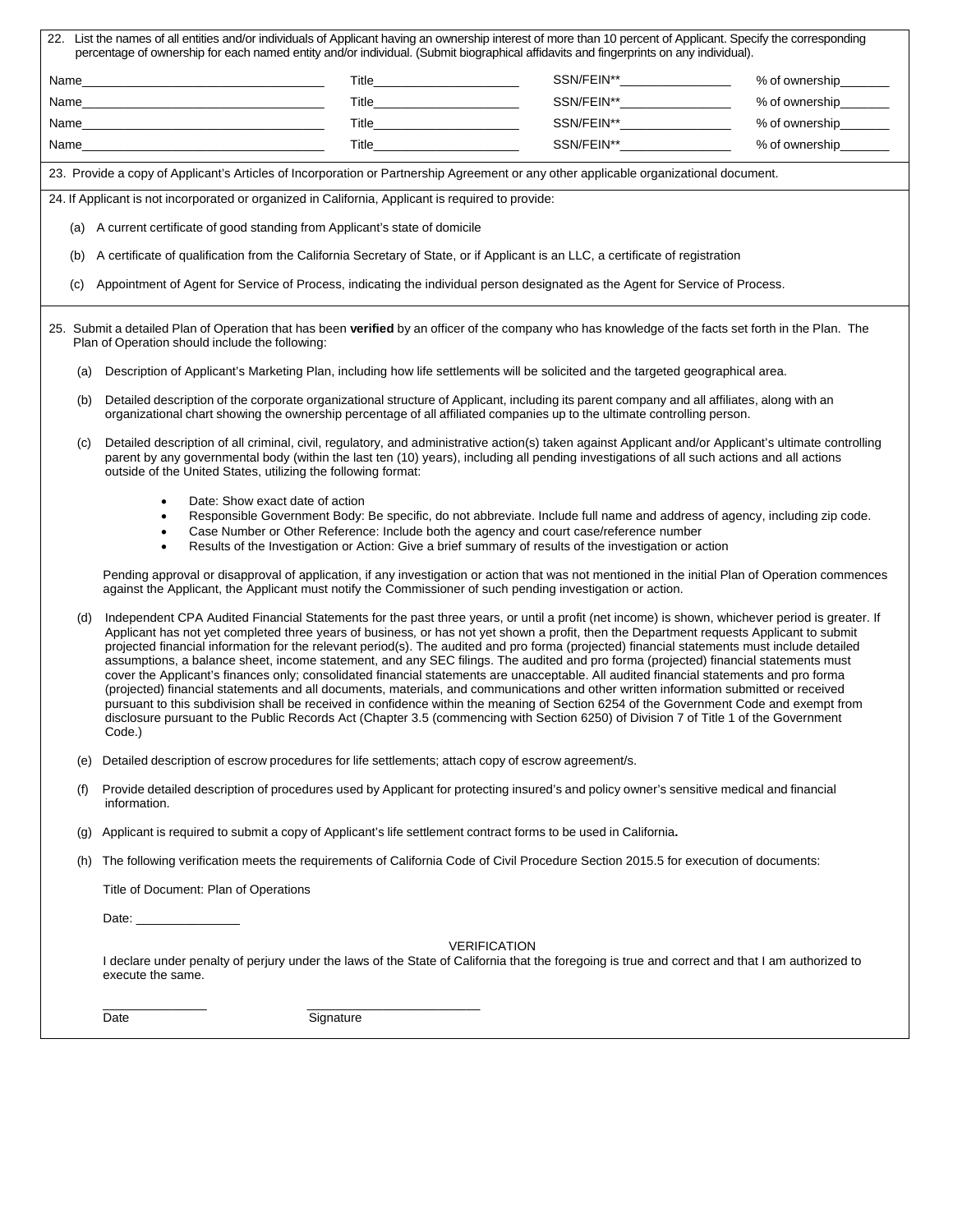22. List the names of all entities and/or individuals of Applicant having an ownership interest of more than 10 percent of Applicant. Specify the corresponding percentage of ownership for each named entity and/or individual. (Submit biographical affidavits and fingerprints on any individual).

Name_________________________________ Title____________________ SSN/FEIN**_______________ % of ownership_______

Name_________________________________ Title____________________ SSN/FEIN**_______________ % of ownership_______

Name_________________________________ Title____________________ SSN/FEIN**_______________ % of ownership_______

Name_________________________________ Title____________________ SSN/FEIN**_______________ % of ownership_______

23. Provide a copy of Applicant's Articles of Incorporation or Partnership Agreement or any other applicable organizational document.

24. If Applicant is not incorporated or organized in California, Applicant is required to provide:

(a) A current certificate of good standing from Applicant's state of domicile

(b) A certificate of qualification from the California Secretary of State, or if Applicant is an LLC, a certificate of registration

(c) Appointment of Agent for Service of Process, indicating the individual person designated as the Agent for Service of Process.

25. Submit a detailed Plan of Operation that has been **verified** by an officer of the company who has knowledge of the facts set forth in the Plan. The Plan of Operation should include the following:

(a) Description of Applicant's Marketing Plan, including how life settlements will be solicited and the targeted geographical area.

(b) Detailed description of the corporate organizational structure of Applicant, including its parent company and all affiliates, along with an organizational chart showing the ownership percentage of all affiliated companies up to the ultimate controlling person.

(c) Detailed description of all criminal, civil, regulatory, and administrative action(s) taken against Applicant and/or Applicant's ultimate controlling parent by any governmental body (within the last ten (10) years), including all pending investigations of all such actions and all actions outside of the United States, utilizing the following format:

- Date: Show exact date of action
- Responsible Government Body: Be specific, do not abbreviate. Include full name and address of agency, including zip code.
- Case Number or Other Reference: Include both the agency and court case/reference number
- Results of the Investigation or Action: Give a brief summary of results of the investigation or action

Pending approval or disapproval of application, if any investigation or action that was not mentioned in the initial Plan of Operation commences against the Applicant, the Applicant must notify the Commissioner of such pending investigation or action.

(d) Independent CPA Audited Financial Statements for the past three years, or until a profit (net income) is shown, whichever period is greater. If Applicant has not yet completed three years of business, or has not yet shown a profit, then the Department requests Applicant to submit projected financial information for the relevant period(s). The audited and pro forma (projected) financial statements must include detailed assumptions, a balance sheet, income statement, and any SEC filings. The audited and pro forma (projected) financial statements must cover the Applicant's finances only; consolidated financial statements are unacceptable. All audited financial statements and pro forma (projected) financial statements and all documents, materials, and communications and other written information submitted or received pursuant to this subdivision shall be received in confidence within the meaning of Section 6254 of the Government Code and exempt from disclosure pursuant to the Public Records Act (Chapter 3.5 (commencing with Section 6250) of Division 7 of Title 1 of the Government Code.)

(e) Detailed description of escrow procedures for life settlements; attach copy of escrow agreement/s.

(f) Provide detailed description of procedures used by Applicant for protecting insured's and policy owner's sensitive medical and financial information.

(g) Applicant is required to submit a copy of Applicant's life settlement contract forms to be used in California**.**

(h) The following verification meets the requirements of California Code of Civil Procedure Section 2015.5 for execution of documents:

Title of Document: Plan of Operations

Date: _______________

VERIFICATION

I declare under penalty of perjury under the laws of the State of California that the foregoing is true and correct and that I am authorized to execute the same.

_______________ _________________________

Date Signature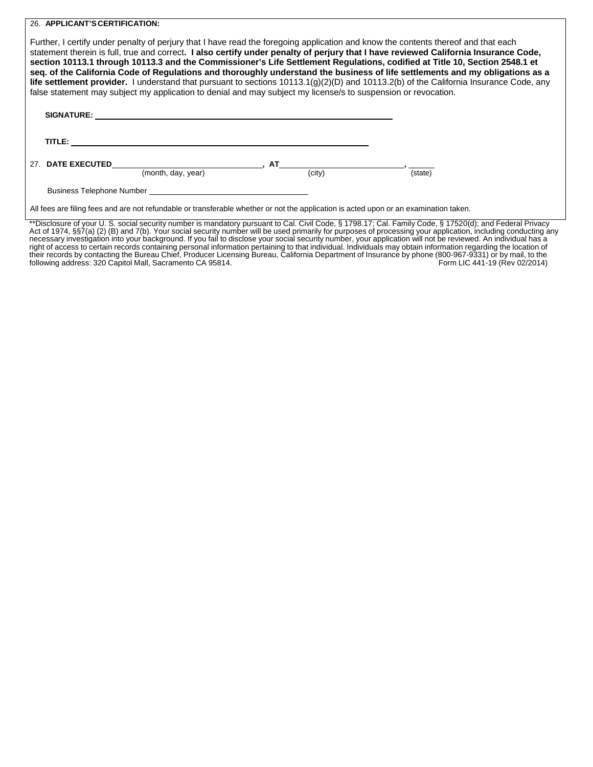26. **APPLICANT'S CERTIFICATION:**

Further, I certify under penalty of perjury that I have read the foregoing application and know the contents thereof and that each statement therein is full, true and correct**. I also certify under penalty of perjury that I have reviewed California Insurance Code, section 10113.1 through 10113.3 and the Commissioner's Life Settlement Regulations, codified at Title 10, Section 2548.1 et seq. of the California Code of Regulations and thoroughly understand the business of life settlements and my obligations as a life settlement provider.** I understand that pursuant to sections 10113.1(g)(2)(D) and 10113.2(b) of the California Insurance Code, any false statement may subject my application to denial and may subject my license/s to suspension or revocation.

**SIGNATURE:** ______________________________________________

**TITLE:** ______________________________________________

27. **DATE EXECUTED** ______________________ **, AT** ______________________ , ______
(month, day, year) (city) (state)

Business Telephone Number ______________________________

All fees are filing fees and are not refundable or transferable whether or not the application is acted upon or an examination taken.

**Disclosure of your U. S. social security number is mandatory pursuant to Cal. Civil Code, § 1798.17; Cal. Family Code, § 17520(d); and Federal Privacy Act of 1974, §§7(a) (2) (B) and 7(b). Your social security number will be used primarily for purposes of processing your application, including conducting any necessary investigation into your background. If you fail to disclose your social security number, your application will not be reviewed. An individual has a right of access to certain records containing personal information pertaining to that individual. Individuals may obtain information regarding the location of their records by contacting the Bureau Chief, Producer Licensing Bureau, California Department of Insurance by phone (800-967-9331) or by mail, to the following address: 320 Capitol Mall, Sacramento CA 95814.

Form LIC 441-19 (Rev 02/2014)